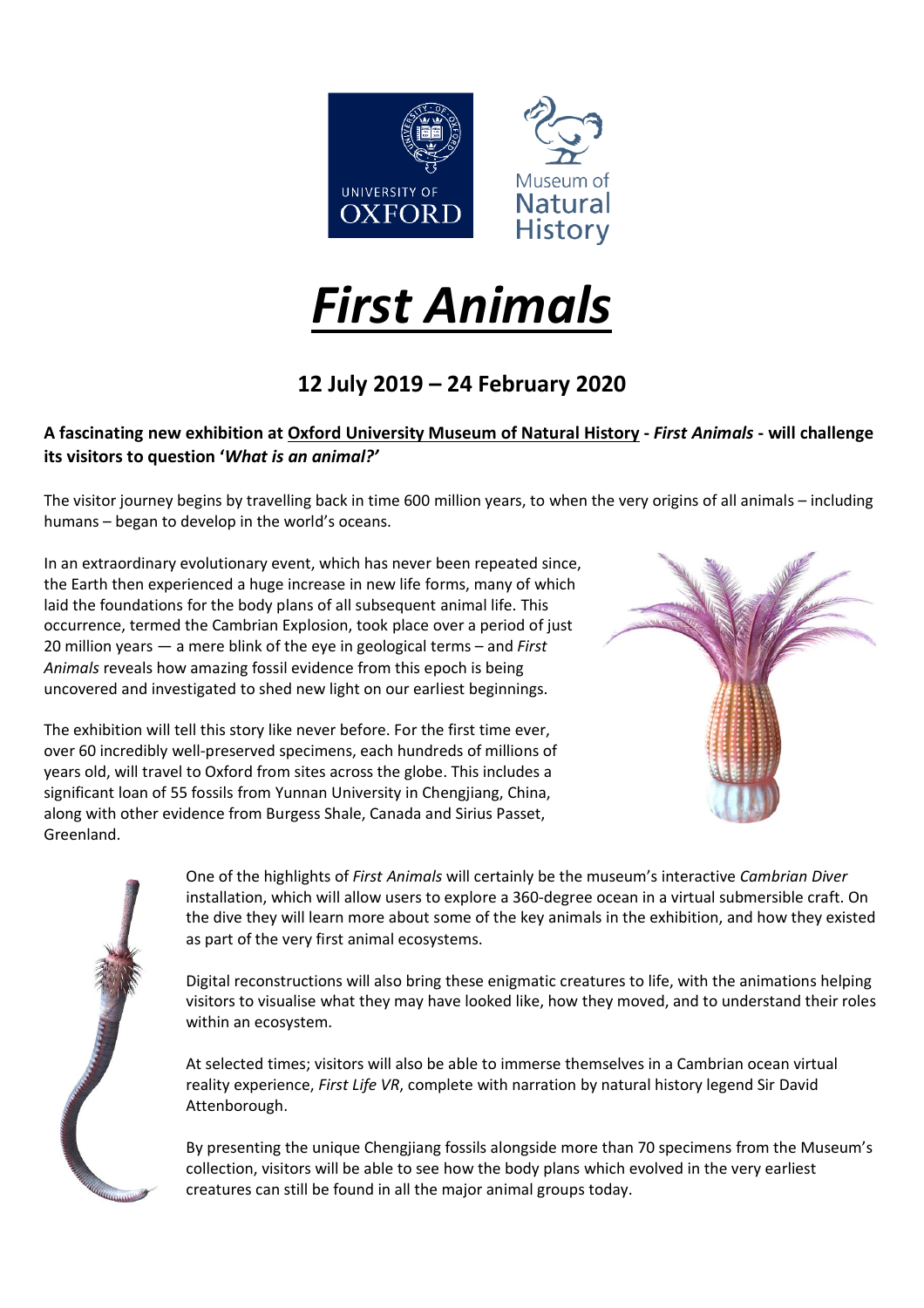# *First Animals*

## 12 July 2019 – 24 February 2020

**A fascinating new exhibition at Oxford University Museum of Natural History - *First Animals* - will challenge its visitors to question '*What is an animal?'***

The visitor journey begins by travelling back in time 600 million years, to when the very origins of all animals – including humans – began to develop in the world's oceans.

In an extraordinary evolutionary event, which has never been repeated since, the Earth then experienced a huge increase in new life forms, many of which laid the foundations for the body plans of all subsequent animal life. This occurrence, termed the Cambrian Explosion, took place over a period of just 20 million years — a mere blink of the eye in geological terms – and *First Animals* reveals how amazing fossil evidence from this epoch is being uncovered and investigated to shed new light on our earliest beginnings.

The exhibition will tell this story like never before. For the first time ever, over 60 incredibly well-preserved specimens, each hundreds of millions of years old, will travel to Oxford from sites across the globe. This includes a significant loan of 55 fossils from Yunnan University in Chengjiang, China, along with other evidence from Burgess Shale, Canada and Sirius Passet, Greenland.

One of the highlights of *First Animals* will certainly be the museum's interactive *Cambrian Diver* installation, which will allow users to explore a 360-degree ocean in a virtual submersible craft. On the dive they will learn more about some of the key animals in the exhibition, and how they existed as part of the very first animal ecosystems.

Digital reconstructions will also bring these enigmatic creatures to life, with the animations helping visitors to visualise what they may have looked like, how they moved, and to understand their roles within an ecosystem.

At selected times; visitors will also be able to immerse themselves in a Cambrian ocean virtual reality experience, *First Life VR*, complete with narration by natural history legend Sir David Attenborough.

By presenting the unique Chengjiang fossils alongside more than 70 specimens from the Museum's collection, visitors will be able to see how the body plans which evolved in the very earliest creatures can still be found in all the major animal groups today.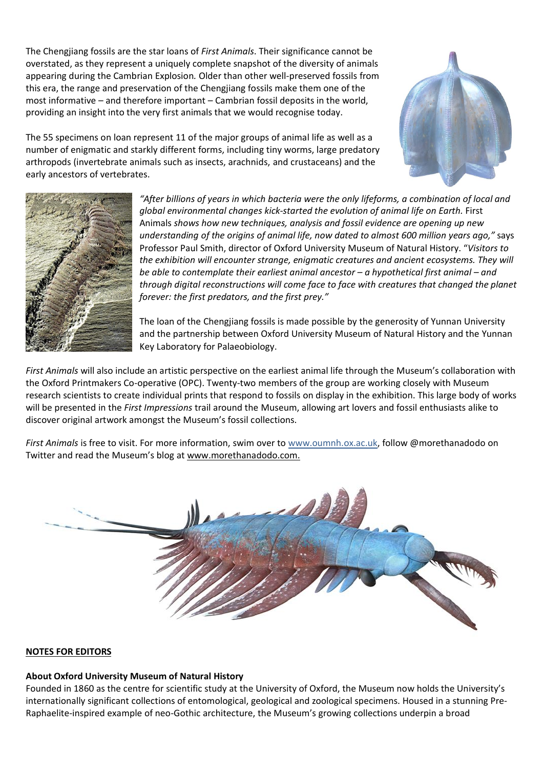The Chengjiang fossils are the star loans of *First Animals*. Their significance cannot be overstated, as they represent a uniquely complete snapshot of the diversity of animals appearing during the Cambrian Explosion. Older than other well-preserved fossils from this era, the range and preservation of the Chengjiang fossils make them one of the most informative – and therefore important – Cambrian fossil deposits in the world, providing an insight into the very first animals that we would recognise today.

The 55 specimens on loan represent 11 of the major groups of animal life as well as a number of enigmatic and starkly different forms, including tiny worms, large predatory arthropods (invertebrate animals such as insects, arachnids, and crustaceans) and the early ancestors of vertebrates.

*"After billions of years in which bacteria were the only lifeforms, a combination of local and global environmental changes kick-started the evolution of animal life on Earth.* First Animals *shows how new techniques, analysis and fossil evidence are opening up new understanding of the origins of animal life, now dated to almost 600 million years ago,"* says Professor Paul Smith, director of Oxford University Museum of Natural History. "*Visitors to the exhibition will encounter strange, enigmatic creatures and ancient ecosystems. They will be able to contemplate their earliest animal ancestor – a hypothetical first animal – and through digital reconstructions will come face to face with creatures that changed the planet forever: the first predators, and the first prey."*

The loan of the Chengjiang fossils is made possible by the generosity of Yunnan University and the partnership between Oxford University Museum of Natural History and the Yunnan Key Laboratory for Palaeobiology.

*First Animals* will also include an artistic perspective on the earliest animal life through the Museum's collaboration with the Oxford Printmakers Co-operative (OPC). Twenty-two members of the group are working closely with Museum research scientists to create individual prints that respond to fossils on display in the exhibition. This large body of works will be presented in the *First Impressions* trail around the Museum, allowing art lovers and fossil enthusiasts alike to discover original artwork amongst the Museum's fossil collections.

*First Animals* is free to visit. For more information, swim over to www.oumnh.ox.ac.uk, follow @morethanadodo on Twitter and read the Museum's blog at www.morethanadodo.com.

**NOTES FOR EDITORS**

**About Oxford University Museum of Natural History**

Founded in 1860 as the centre for scientific study at the University of Oxford, the Museum now holds the University's internationally significant collections of entomological, geological and zoological specimens. Housed in a stunning Pre-Raphaelite-inspired example of neo-Gothic architecture, the Museum's growing collections underpin a broad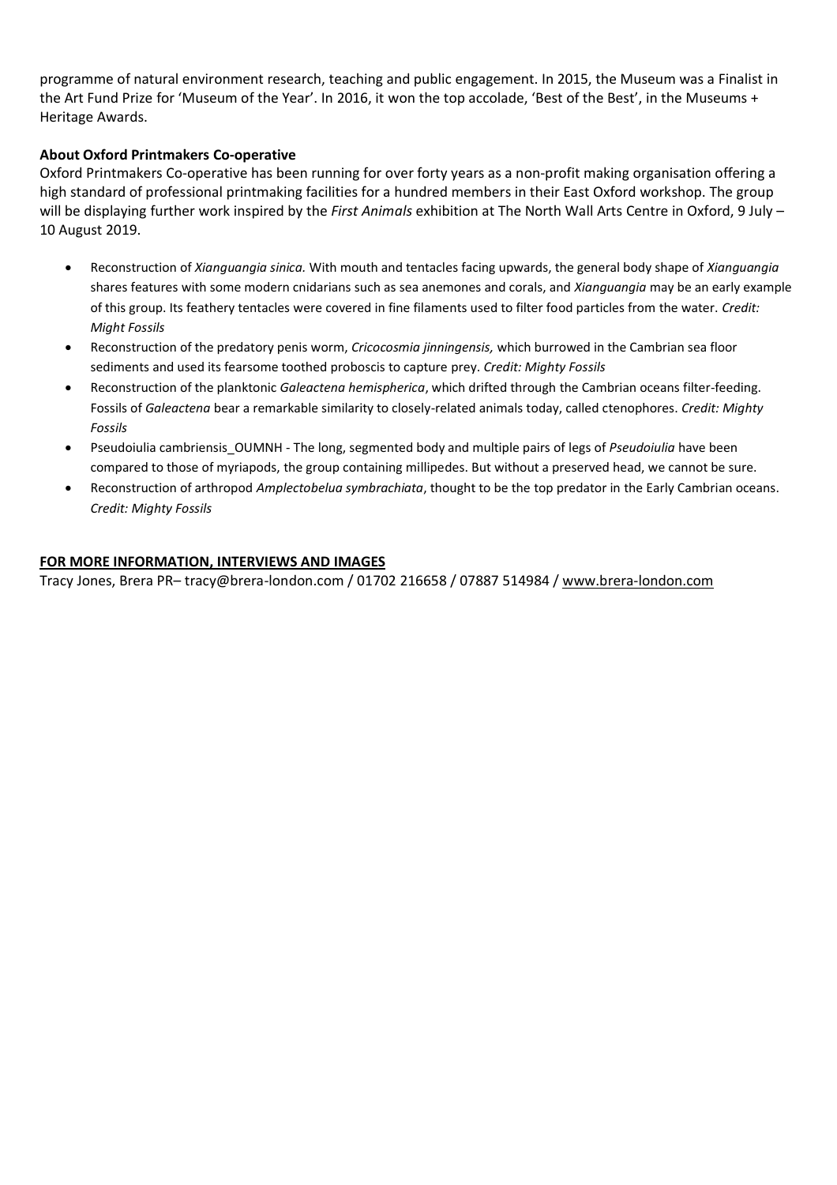programme of natural environment research, teaching and public engagement. In 2015, the Museum was a Finalist in the Art Fund Prize for 'Museum of the Year'. In 2016, it won the top accolade, 'Best of the Best', in the Museums + Heritage Awards.

**About Oxford Printmakers Co-operative**

Oxford Printmakers Co-operative has been running for over forty years as a non-profit making organisation offering a high standard of professional printmaking facilities for a hundred members in their East Oxford workshop. The group will be displaying further work inspired by the *First Animals* exhibition at The North Wall Arts Centre in Oxford, 9 July – 10 August 2019.

- Reconstruction of *Xianguangia sinica.* With mouth and tentacles facing upwards, the general body shape of *Xianguangia* shares features with some modern cnidarians such as sea anemones and corals, and *Xianguangia* may be an early example of this group. Its feathery tentacles were covered in fine filaments used to filter food particles from the water. *Credit: Might Fossils*
- Reconstruction of the predatory penis worm, *Cricocosmia jinningensis,* which burrowed in the Cambrian sea floor sediments and used its fearsome toothed proboscis to capture prey. *Credit: Mighty Fossils*
- Reconstruction of the planktonic *Galeactena hemispherica*, which drifted through the Cambrian oceans filter-feeding. Fossils of *Galeactena* bear a remarkable similarity to closely-related animals today, called ctenophores. *Credit: Mighty Fossils*
- Pseudoiulia cambriensis_OUMNH - The long, segmented body and multiple pairs of legs of *Pseudoiulia* have been compared to those of myriapods, the group containing millipedes. But without a preserved head, we cannot be sure.
- Reconstruction of arthropod *Amplectobelua symbrachiata*, thought to be the top predator in the Early Cambrian oceans. *Credit: Mighty Fossils*

**FOR MORE INFORMATION, INTERVIEWS AND IMAGES**

Tracy Jones, Brera PR– tracy@brera-london.com / 01702 216658 / 07887 514984 / www.brera-london.com